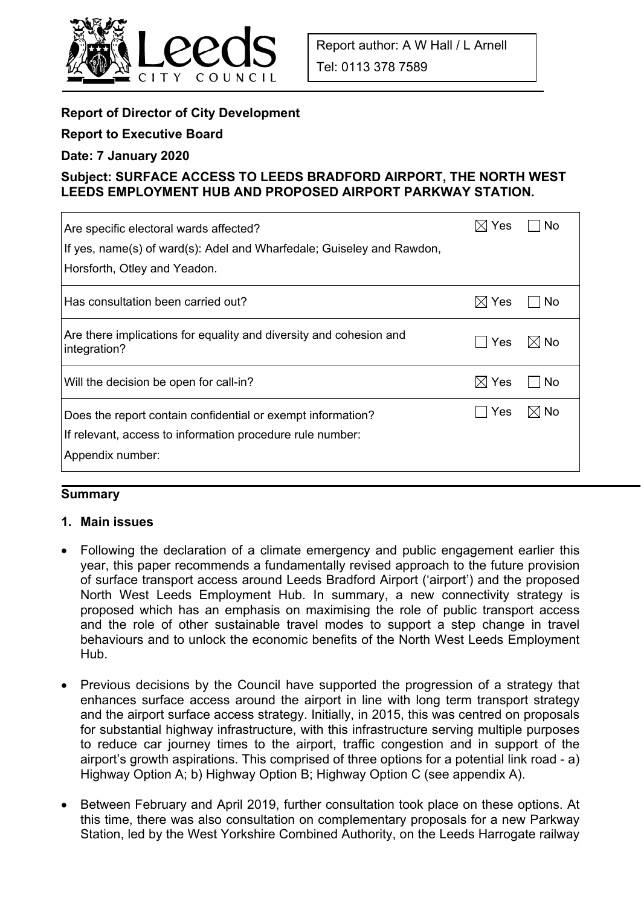Report author: A W Hall / L Arnell

Tel: 0113 378 7589

**Report of Director of City Development**

**Report to Executive Board**

**Date: 7 January 2020**

**Subject: SURFACE ACCESS TO LEEDS BRADFORD AIRPORT, THE NORTH WEST LEEDS EMPLOYMENT HUB AND PROPOSED AIRPORT PARKWAY STATION.**

| | | |
|---|---|---|
| Are specific electoral wards affected?<br>If yes, name(s) of ward(s): Adel and Wharfedale; Guiseley and Rawdon, Horsforth, Otley and Yeadon. | ☒ Yes | ☐ No |
| Has consultation been carried out? | ☒ Yes | ☐ No |
| Are there implications for equality and diversity and cohesion and integration? | ☐ Yes | ☒ No |
| Will the decision be open for call-in? | ☒ Yes | ☐ No |
| Does the report contain confidential or exempt information?<br>If relevant, access to information procedure rule number:<br>Appendix number: | ☐ Yes | ☒ No |

## Summary

### 1. Main issues

- Following the declaration of a climate emergency and public engagement earlier this year, this paper recommends a fundamentally revised approach to the future provision of surface transport access around Leeds Bradford Airport ('airport') and the proposed North West Leeds Employment Hub. In summary, a new connectivity strategy is proposed which has an emphasis on maximising the role of public transport access and the role of other sustainable travel modes to support a step change in travel behaviours and to unlock the economic benefits of the North West Leeds Employment Hub.

- Previous decisions by the Council have supported the progression of a strategy that enhances surface access around the airport in line with long term transport strategy and the airport surface access strategy. Initially, in 2015, this was centred on proposals for substantial highway infrastructure, with this infrastructure serving multiple purposes to reduce car journey times to the airport, traffic congestion and in support of the airport's growth aspirations. This comprised of three options for a potential link road - a) Highway Option A; b) Highway Option B; Highway Option C (see appendix A).

- Between February and April 2019, further consultation took place on these options. At this time, there was also consultation on complementary proposals for a new Parkway Station, led by the West Yorkshire Combined Authority, on the Leeds Harrogate railway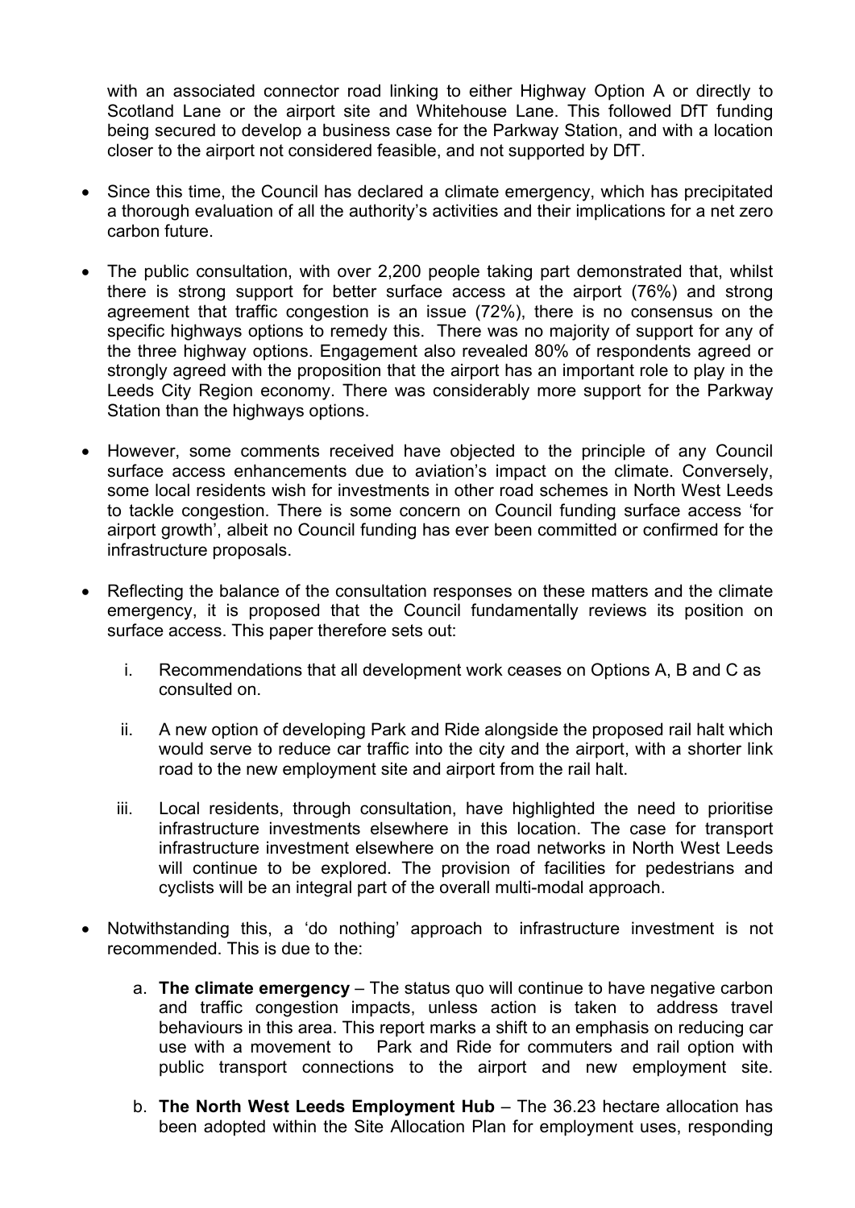with an associated connector road linking to either Highway Option A or directly to Scotland Lane or the airport site and Whitehouse Lane. This followed DfT funding being secured to develop a business case for the Parkway Station, and with a location closer to the airport not considered feasible, and not supported by DfT.

- Since this time, the Council has declared a climate emergency, which has precipitated a thorough evaluation of all the authority's activities and their implications for a net zero carbon future.

- The public consultation, with over 2,200 people taking part demonstrated that, whilst there is strong support for better surface access at the airport (76%) and strong agreement that traffic congestion is an issue (72%), there is no consensus on the specific highways options to remedy this. There was no majority of support for any of the three highway options. Engagement also revealed 80% of respondents agreed or strongly agreed with the proposition that the airport has an important role to play in the Leeds City Region economy. There was considerably more support for the Parkway Station than the highways options.

- However, some comments received have objected to the principle of any Council surface access enhancements due to aviation's impact on the climate. Conversely, some local residents wish for investments in other road schemes in North West Leeds to tackle congestion. There is some concern on Council funding surface access 'for airport growth', albeit no Council funding has ever been committed or confirmed for the infrastructure proposals.

- Reflecting the balance of the consultation responses on these matters and the climate emergency, it is proposed that the Council fundamentally reviews its position on surface access. This paper therefore sets out:

    i. Recommendations that all development work ceases on Options A, B and C as consulted on.

    ii. A new option of developing Park and Ride alongside the proposed rail halt which would serve to reduce car traffic into the city and the airport, with a shorter link road to the new employment site and airport from the rail halt.

    iii. Local residents, through consultation, have highlighted the need to prioritise infrastructure investments elsewhere in this location. The case for transport infrastructure investment elsewhere on the road networks in North West Leeds will continue to be explored. The provision of facilities for pedestrians and cyclists will be an integral part of the overall multi-modal approach.

- Notwithstanding this, a 'do nothing' approach to infrastructure investment is not recommended. This is due to the:

    a. **The climate emergency** – The status quo will continue to have negative carbon and traffic congestion impacts, unless action is taken to address travel behaviours in this area. This report marks a shift to an emphasis on reducing car use with a movement to Park and Ride for commuters and rail option with public transport connections to the airport and new employment site.

    b. **The North West Leeds Employment Hub** – The 36.23 hectare allocation has been adopted within the Site Allocation Plan for employment uses, responding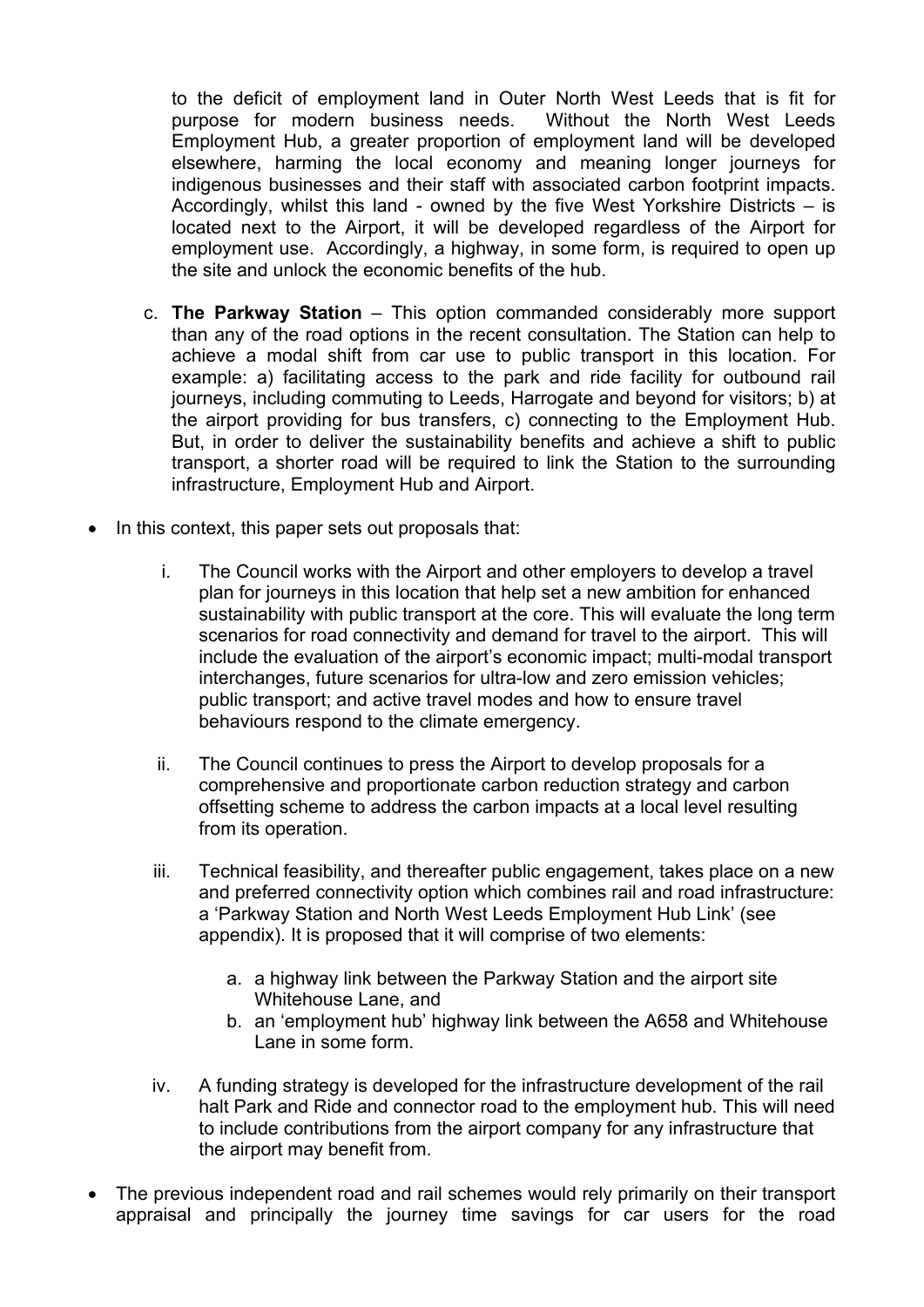to the deficit of employment land in Outer North West Leeds that is fit for purpose for modern business needs. Without the North West Leeds Employment Hub, a greater proportion of employment land will be developed elsewhere, harming the local economy and meaning longer journeys for indigenous businesses and their staff with associated carbon footprint impacts. Accordingly, whilst this land - owned by the five West Yorkshire Districts – is located next to the Airport, it will be developed regardless of the Airport for employment use. Accordingly, a highway, in some form, is required to open up the site and unlock the economic benefits of the hub.

c. **The Parkway Station** – This option commanded considerably more support than any of the road options in the recent consultation. The Station can help to achieve a modal shift from car use to public transport in this location. For example: a) facilitating access to the park and ride facility for outbound rail journeys, including commuting to Leeds, Harrogate and beyond for visitors; b) at the airport providing for bus transfers, c) connecting to the Employment Hub. But, in order to deliver the sustainability benefits and achieve a shift to public transport, a shorter road will be required to link the Station to the surrounding infrastructure, Employment Hub and Airport.

- In this context, this paper sets out proposals that:

  i. The Council works with the Airport and other employers to develop a travel plan for journeys in this location that help set a new ambition for enhanced sustainability with public transport at the core. This will evaluate the long term scenarios for road connectivity and demand for travel to the airport. This will include the evaluation of the airport's economic impact; multi-modal transport interchanges, future scenarios for ultra-low and zero emission vehicles; public transport; and active travel modes and how to ensure travel behaviours respond to the climate emergency.

  ii. The Council continues to press the Airport to develop proposals for a comprehensive and proportionate carbon reduction strategy and carbon offsetting scheme to address the carbon impacts at a local level resulting from its operation.

  iii. Technical feasibility, and thereafter public engagement, takes place on a new and preferred connectivity option which combines rail and road infrastructure: a 'Parkway Station and North West Leeds Employment Hub Link' (see appendix). It is proposed that it will comprise of two elements:

     a. a highway link between the Parkway Station and the airport site Whitehouse Lane, and
     b. an 'employment hub' highway link between the A658 and Whitehouse Lane in some form.

  iv. A funding strategy is developed for the infrastructure development of the rail halt Park and Ride and connector road to the employment hub. This will need to include contributions from the airport company for any infrastructure that the airport may benefit from.

- The previous independent road and rail schemes would rely primarily on their transport appraisal and principally the journey time savings for car users for the road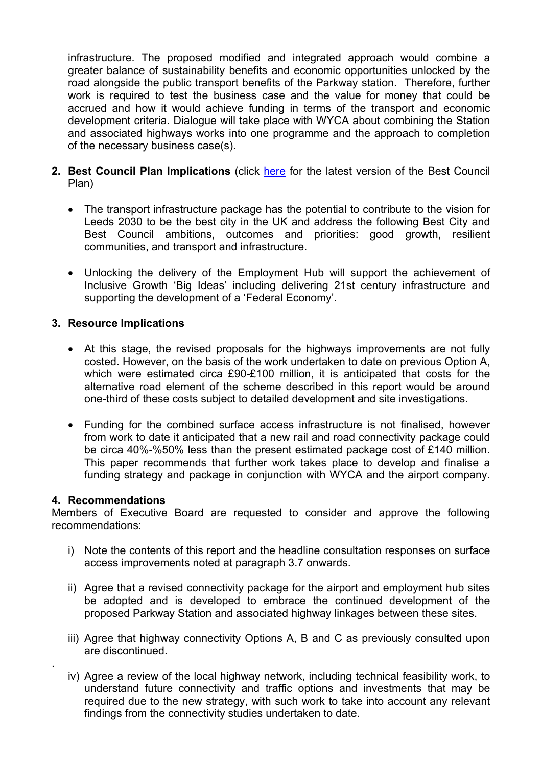infrastructure. The proposed modified and integrated approach would combine a greater balance of sustainability benefits and economic opportunities unlocked by the road alongside the public transport benefits of the Parkway station. Therefore, further work is required to test the business case and the value for money that could be accrued and how it would achieve funding in terms of the transport and economic development criteria. Dialogue will take place with WYCA about combining the Station and associated highways works into one programme and the approach to completion of the necessary business case(s).

**2. Best Council Plan Implications** (click here for the latest version of the Best Council Plan)

- The transport infrastructure package has the potential to contribute to the vision for Leeds 2030 to be the best city in the UK and address the following Best City and Best Council ambitions, outcomes and priorities: good growth, resilient communities, and transport and infrastructure.
- Unlocking the delivery of the Employment Hub will support the achievement of Inclusive Growth 'Big Ideas' including delivering 21st century infrastructure and supporting the development of a 'Federal Economy'.

**3. Resource Implications**

- At this stage, the revised proposals for the highways improvements are not fully costed. However, on the basis of the work undertaken to date on previous Option A, which were estimated circa £90-£100 million, it is anticipated that costs for the alternative road element of the scheme described in this report would be around one-third of these costs subject to detailed development and site investigations.
- Funding for the combined surface access infrastructure is not finalised, however from work to date it anticipated that a new rail and road connectivity package could be circa 40%-%50% less than the present estimated package cost of £140 million. This paper recommends that further work takes place to develop and finalise a funding strategy and package in conjunction with WYCA and the airport company.

**4. Recommendations**

Members of Executive Board are requested to consider and approve the following recommendations:

i) Note the contents of this report and the headline consultation responses on surface access improvements noted at paragraph 3.7 onwards.

ii) Agree that a revised connectivity package for the airport and employment hub sites be adopted and is developed to embrace the continued development of the proposed Parkway Station and associated highway linkages between these sites.

iii) Agree that highway connectivity Options A, B and C as previously consulted upon are discontinued.

iv) Agree a review of the local highway network, including technical feasibility work, to understand future connectivity and traffic options and investments that may be required due to the new strategy, with such work to take into account any relevant findings from the connectivity studies undertaken to date.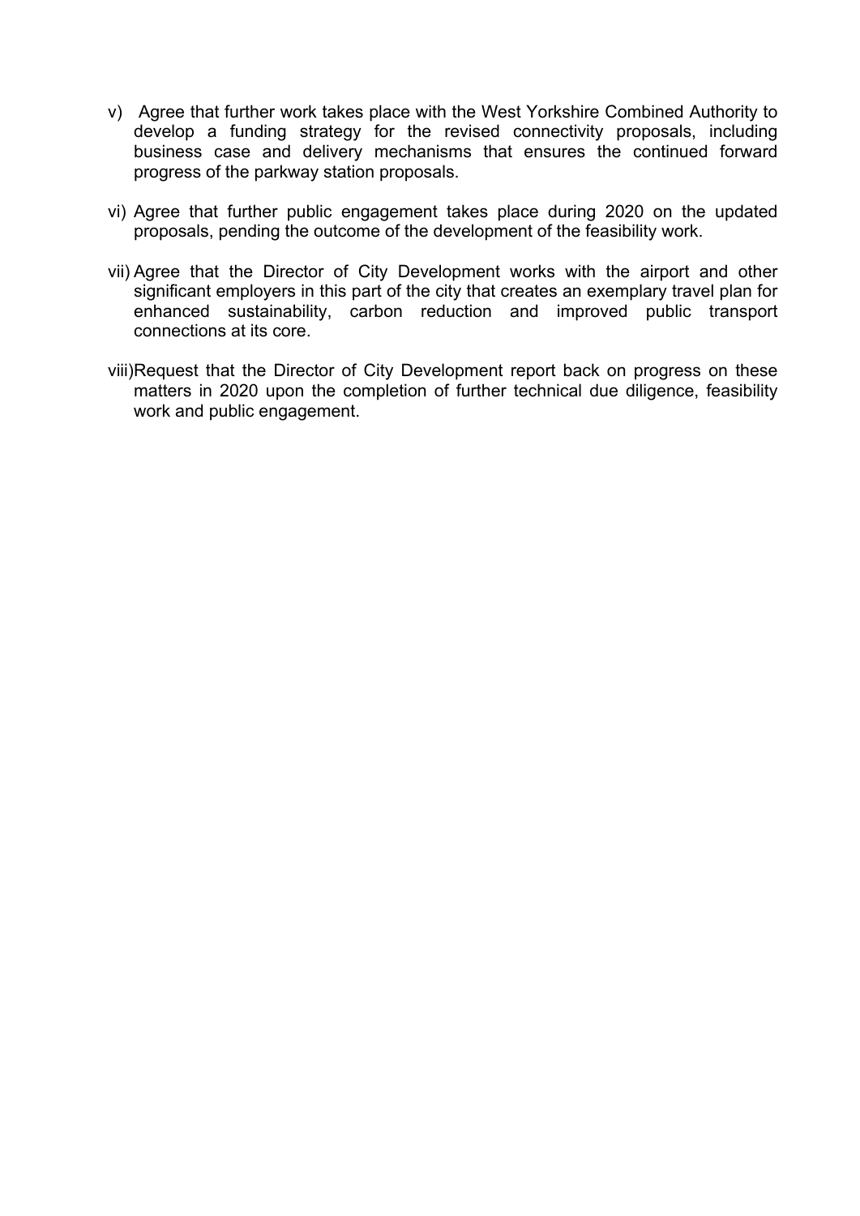v) Agree that further work takes place with the West Yorkshire Combined Authority to develop a funding strategy for the revised connectivity proposals, including business case and delivery mechanisms that ensures the continued forward progress of the parkway station proposals.

vi) Agree that further public engagement takes place during 2020 on the updated proposals, pending the outcome of the development of the feasibility work.

vii) Agree that the Director of City Development works with the airport and other significant employers in this part of the city that creates an exemplary travel plan for enhanced sustainability, carbon reduction and improved public transport connections at its core.

viii) Request that the Director of City Development report back on progress on these matters in 2020 upon the completion of further technical due diligence, feasibility work and public engagement.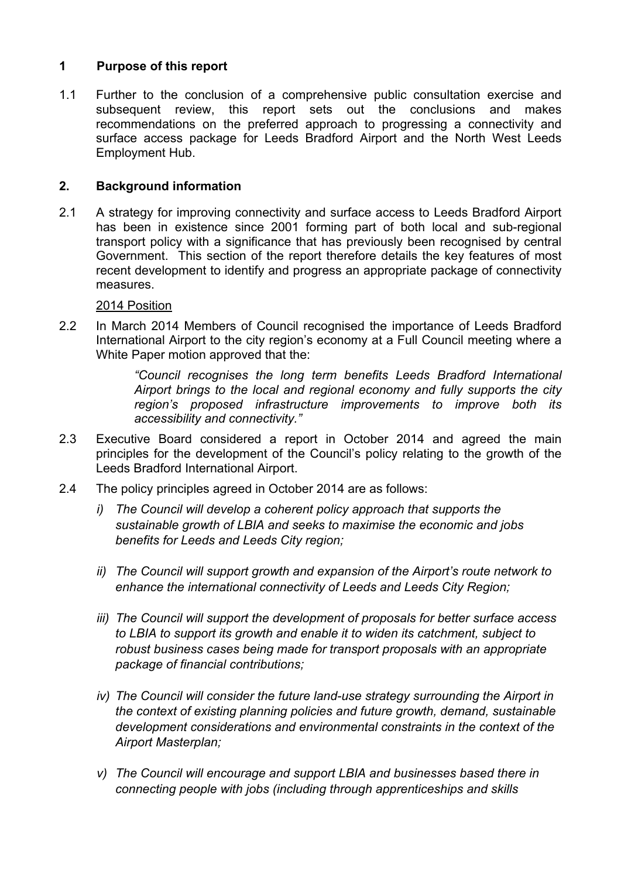## 1 Purpose of this report

1.1 Further to the conclusion of a comprehensive public consultation exercise and subsequent review, this report sets out the conclusions and makes recommendations on the preferred approach to progressing a connectivity and surface access package for Leeds Bradford Airport and the North West Leeds Employment Hub.

## 2. Background information

2.1 A strategy for improving connectivity and surface access to Leeds Bradford Airport has been in existence since 2001 forming part of both local and sub-regional transport policy with a significance that has previously been recognised by central Government. This section of the report therefore details the key features of most recent development to identify and progress an appropriate package of connectivity measures.

<u>2014 Position</u>

2.2 In March 2014 Members of Council recognised the importance of Leeds Bradford International Airport to the city region's economy at a Full Council meeting where a White Paper motion approved that the:

> *"Council recognises the long term benefits Leeds Bradford International Airport brings to the local and regional economy and fully supports the city region's proposed infrastructure improvements to improve both its accessibility and connectivity."*

2.3 Executive Board considered a report in October 2014 and agreed the main principles for the development of the Council's policy relating to the growth of the Leeds Bradford International Airport.

2.4 The policy principles agreed in October 2014 are as follows:

*i) The Council will develop a coherent policy approach that supports the sustainable growth of LBIA and seeks to maximise the economic and jobs benefits for Leeds and Leeds City region;*

*ii) The Council will support growth and expansion of the Airport's route network to enhance the international connectivity of Leeds and Leeds City Region;*

*iii) The Council will support the development of proposals for better surface access to LBIA to support its growth and enable it to widen its catchment, subject to robust business cases being made for transport proposals with an appropriate package of financial contributions;*

*iv) The Council will consider the future land-use strategy surrounding the Airport in the context of existing planning policies and future growth, demand, sustainable development considerations and environmental constraints in the context of the Airport Masterplan;*

*v) The Council will encourage and support LBIA and businesses based there in connecting people with jobs (including through apprenticeships and skills*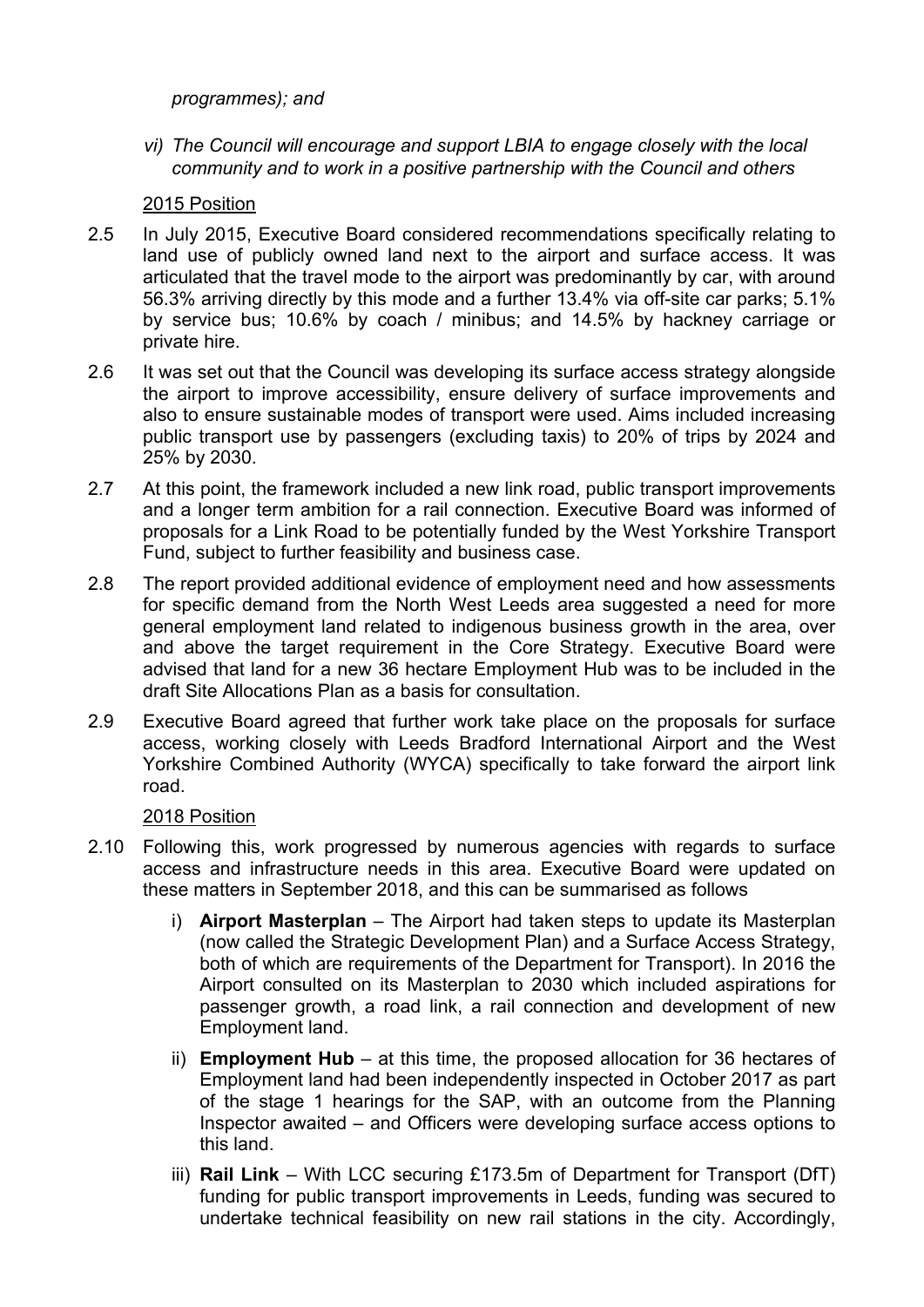*programmes); and*

*vi) The Council will encourage and support LBIA to engage closely with the local community and to work in a positive partnership with the Council and others*

2015 Position

2.5 In July 2015, Executive Board considered recommendations specifically relating to land use of publicly owned land next to the airport and surface access. It was articulated that the travel mode to the airport was predominantly by car, with around 56.3% arriving directly by this mode and a further 13.4% via off-site car parks; 5.1% by service bus; 10.6% by coach / minibus; and 14.5% by hackney carriage or private hire.

2.6 It was set out that the Council was developing its surface access strategy alongside the airport to improve accessibility, ensure delivery of surface improvements and also to ensure sustainable modes of transport were used. Aims included increasing public transport use by passengers (excluding taxis) to 20% of trips by 2024 and 25% by 2030.

2.7 At this point, the framework included a new link road, public transport improvements and a longer term ambition for a rail connection. Executive Board was informed of proposals for a Link Road to be potentially funded by the West Yorkshire Transport Fund, subject to further feasibility and business case.

2.8 The report provided additional evidence of employment need and how assessments for specific demand from the North West Leeds area suggested a need for more general employment land related to indigenous business growth in the area, over and above the target requirement in the Core Strategy. Executive Board were advised that land for a new 36 hectare Employment Hub was to be included in the draft Site Allocations Plan as a basis for consultation.

2.9 Executive Board agreed that further work take place on the proposals for surface access, working closely with Leeds Bradford International Airport and the West Yorkshire Combined Authority (WYCA) specifically to take forward the airport link road.

2018 Position

2.10 Following this, work progressed by numerous agencies with regards to surface access and infrastructure needs in this area. Executive Board were updated on these matters in September 2018, and this can be summarised as follows

i) **Airport Masterplan** – The Airport had taken steps to update its Masterplan (now called the Strategic Development Plan) and a Surface Access Strategy, both of which are requirements of the Department for Transport). In 2016 the Airport consulted on its Masterplan to 2030 which included aspirations for passenger growth, a road link, a rail connection and development of new Employment land.

ii) **Employment Hub** – at this time, the proposed allocation for 36 hectares of Employment land had been independently inspected in October 2017 as part of the stage 1 hearings for the SAP, with an outcome from the Planning Inspector awaited – and Officers were developing surface access options to this land.

iii) **Rail Link** – With LCC securing £173.5m of Department for Transport (DfT) funding for public transport improvements in Leeds, funding was secured to undertake technical feasibility on new rail stations in the city. Accordingly,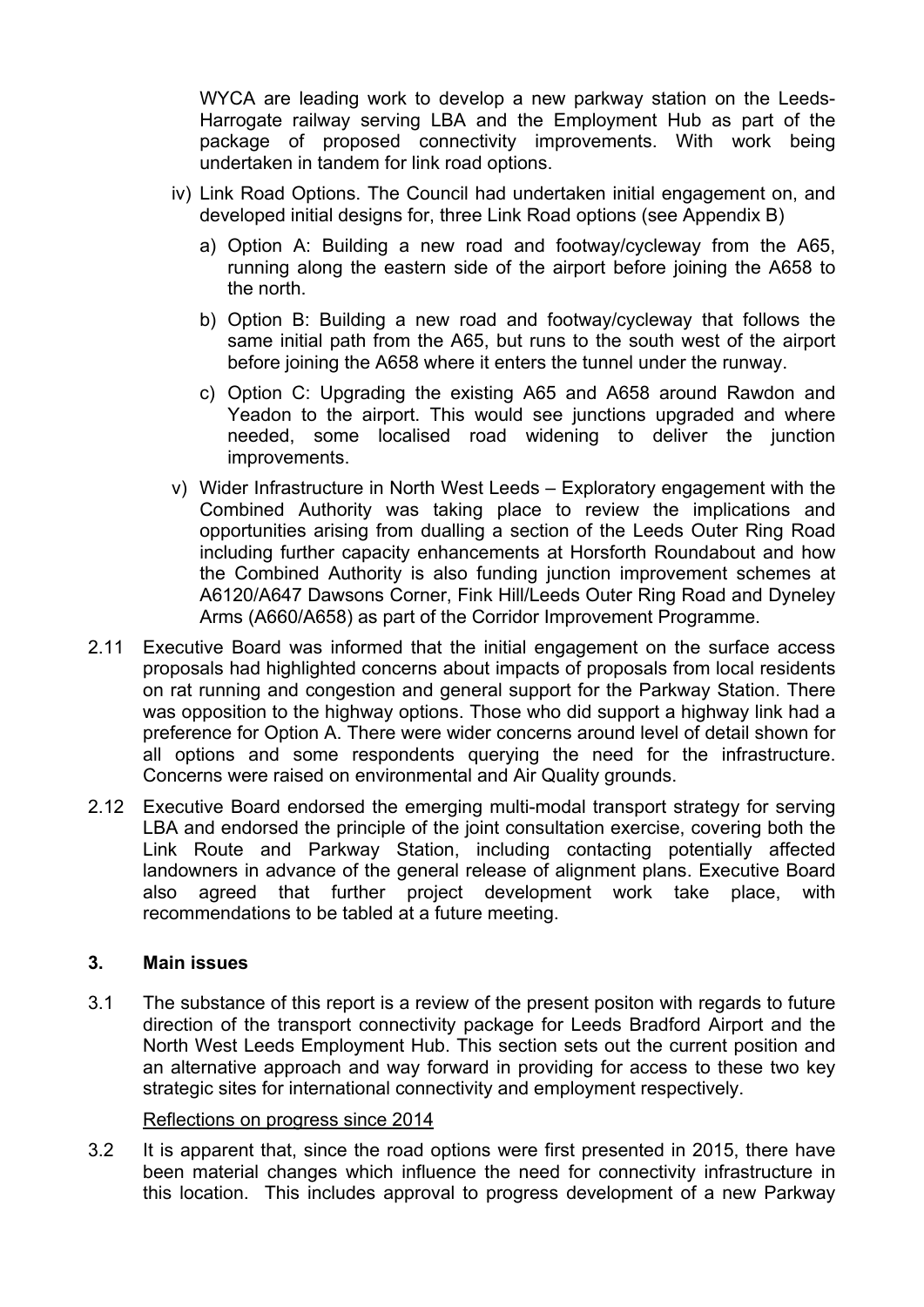WYCA are leading work to develop a new parkway station on the Leeds-Harrogate railway serving LBA and the Employment Hub as part of the package of proposed connectivity improvements. With work being undertaken in tandem for link road options.

iv) Link Road Options. The Council had undertaken initial engagement on, and developed initial designs for, three Link Road options (see Appendix B)

a) Option A: Building a new road and footway/cycleway from the A65, running along the eastern side of the airport before joining the A658 to the north.

b) Option B: Building a new road and footway/cycleway that follows the same initial path from the A65, but runs to the south west of the airport before joining the A658 where it enters the tunnel under the runway.

c) Option C: Upgrading the existing A65 and A658 around Rawdon and Yeadon to the airport. This would see junctions upgraded and where needed, some localised road widening to deliver the junction improvements.

v) Wider Infrastructure in North West Leeds – Exploratory engagement with the Combined Authority was taking place to review the implications and opportunities arising from dualling a section of the Leeds Outer Ring Road including further capacity enhancements at Horsforth Roundabout and how the Combined Authority is also funding junction improvement schemes at A6120/A647 Dawsons Corner, Fink Hill/Leeds Outer Ring Road and Dyneley Arms (A660/A658) as part of the Corridor Improvement Programme.

2.11 Executive Board was informed that the initial engagement on the surface access proposals had highlighted concerns about impacts of proposals from local residents on rat running and congestion and general support for the Parkway Station. There was opposition to the highway options. Those who did support a highway link had a preference for Option A. There were wider concerns around level of detail shown for all options and some respondents querying the need for the infrastructure. Concerns were raised on environmental and Air Quality grounds.

2.12 Executive Board endorsed the emerging multi-modal transport strategy for serving LBA and endorsed the principle of the joint consultation exercise, covering both the Link Route and Parkway Station, including contacting potentially affected landowners in advance of the general release of alignment plans. Executive Board also agreed that further project development work take place, with recommendations to be tabled at a future meeting.

## 3. Main issues

3.1 The substance of this report is a review of the present positon with regards to future direction of the transport connectivity package for Leeds Bradford Airport and the North West Leeds Employment Hub. This section sets out the current position and an alternative approach and way forward in providing for access to these two key strategic sites for international connectivity and employment respectively.

Reflections on progress since 2014

3.2 It is apparent that, since the road options were first presented in 2015, there have been material changes which influence the need for connectivity infrastructure in this location. This includes approval to progress development of a new Parkway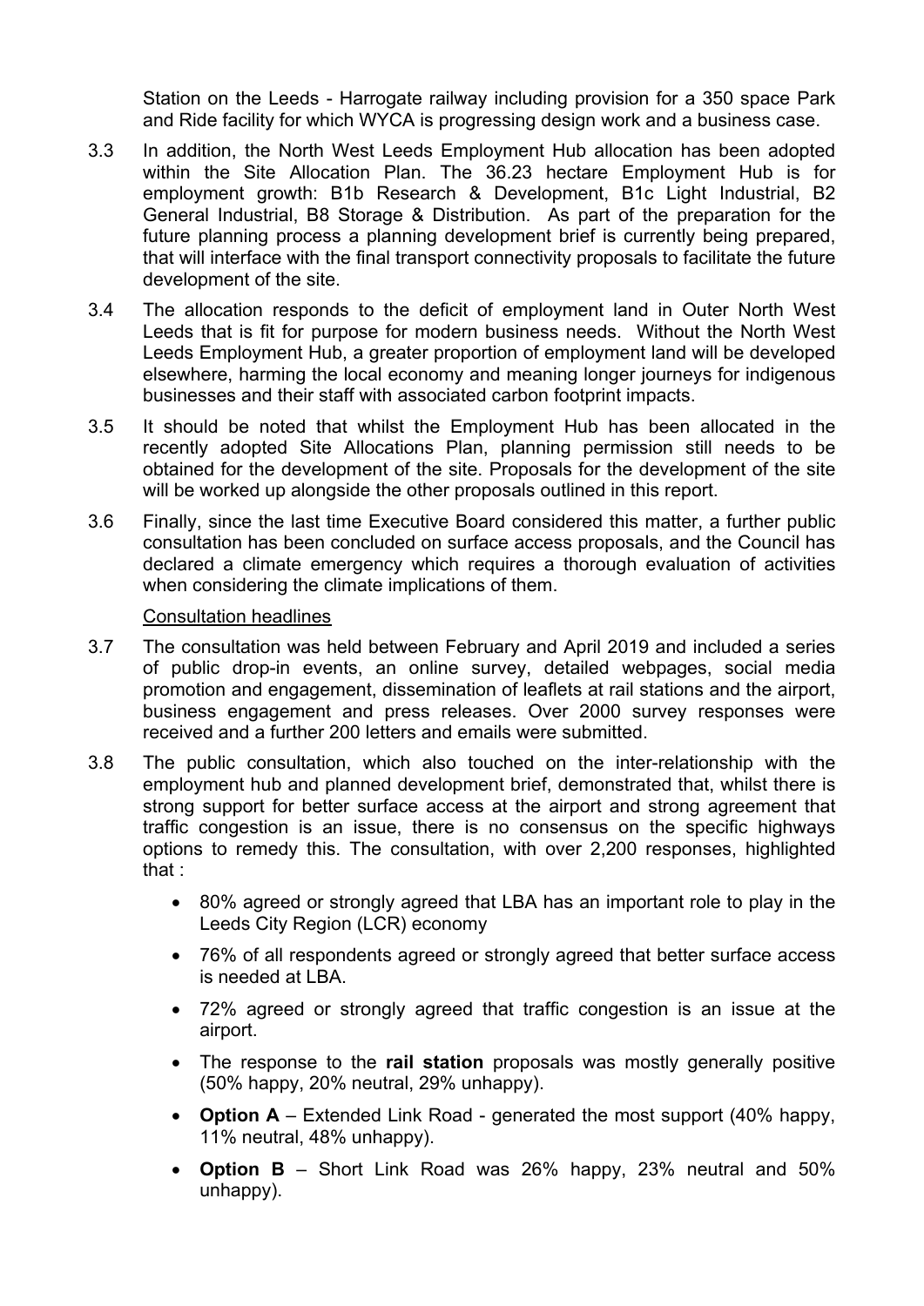Station on the Leeds - Harrogate railway including provision for a 350 space Park and Ride facility for which WYCA is progressing design work and a business case.

3.3 In addition, the North West Leeds Employment Hub allocation has been adopted within the Site Allocation Plan. The 36.23 hectare Employment Hub is for employment growth: B1b Research & Development, B1c Light Industrial, B2 General Industrial, B8 Storage & Distribution. As part of the preparation for the future planning process a planning development brief is currently being prepared, that will interface with the final transport connectivity proposals to facilitate the future development of the site.

3.4 The allocation responds to the deficit of employment land in Outer North West Leeds that is fit for purpose for modern business needs. Without the North West Leeds Employment Hub, a greater proportion of employment land will be developed elsewhere, harming the local economy and meaning longer journeys for indigenous businesses and their staff with associated carbon footprint impacts.

3.5 It should be noted that whilst the Employment Hub has been allocated in the recently adopted Site Allocations Plan, planning permission still needs to be obtained for the development of the site. Proposals for the development of the site will be worked up alongside the other proposals outlined in this report.

3.6 Finally, since the last time Executive Board considered this matter, a further public consultation has been concluded on surface access proposals, and the Council has declared a climate emergency which requires a thorough evaluation of activities when considering the climate implications of them.

Consultation headlines

3.7 The consultation was held between February and April 2019 and included a series of public drop-in events, an online survey, detailed webpages, social media promotion and engagement, dissemination of leaflets at rail stations and the airport, business engagement and press releases. Over 2000 survey responses were received and a further 200 letters and emails were submitted.

3.8 The public consultation, which also touched on the inter-relationship with the employment hub and planned development brief, demonstrated that, whilst there is strong support for better surface access at the airport and strong agreement that traffic congestion is an issue, there is no consensus on the specific highways options to remedy this. The consultation, with over 2,200 responses, highlighted that :

- 80% agreed or strongly agreed that LBA has an important role to play in the Leeds City Region (LCR) economy
- 76% of all respondents agreed or strongly agreed that better surface access is needed at LBA.
- 72% agreed or strongly agreed that traffic congestion is an issue at the airport.
- The response to the **rail station** proposals was mostly generally positive (50% happy, 20% neutral, 29% unhappy).
- **Option A** – Extended Link Road - generated the most support (40% happy, 11% neutral, 48% unhappy).
- **Option B** – Short Link Road was 26% happy, 23% neutral and 50% unhappy).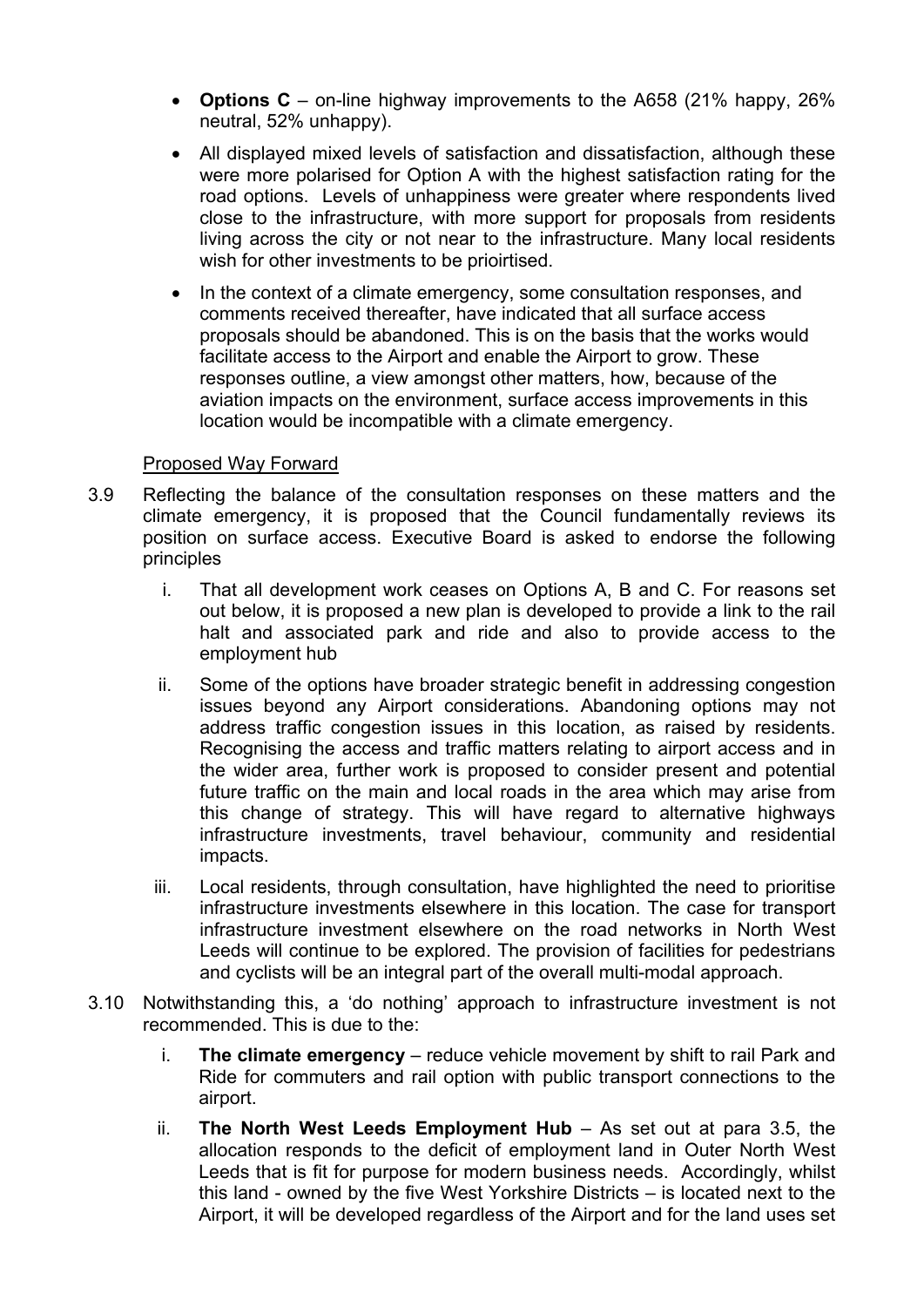- **Options C** – on-line highway improvements to the A658 (21% happy, 26% neutral, 52% unhappy).
- All displayed mixed levels of satisfaction and dissatisfaction, although these were more polarised for Option A with the highest satisfaction rating for the road options. Levels of unhappiness were greater where respondents lived close to the infrastructure, with more support for proposals from residents living across the city or not near to the infrastructure. Many local residents wish for other investments to be prioirtised.
- In the context of a climate emergency, some consultation responses, and comments received thereafter, have indicated that all surface access proposals should be abandoned. This is on the basis that the works would facilitate access to the Airport and enable the Airport to grow. These responses outline, a view amongst other matters, how, because of the aviation impacts on the environment, surface access improvements in this location would be incompatible with a climate emergency.

Proposed Way Forward

3.9 Reflecting the balance of the consultation responses on these matters and the climate emergency, it is proposed that the Council fundamentally reviews its position on surface access. Executive Board is asked to endorse the following principles

i. That all development work ceases on Options A, B and C. For reasons set out below, it is proposed a new plan is developed to provide a link to the rail halt and associated park and ride and also to provide access to the employment hub

ii. Some of the options have broader strategic benefit in addressing congestion issues beyond any Airport considerations. Abandoning options may not address traffic congestion issues in this location, as raised by residents. Recognising the access and traffic matters relating to airport access and in the wider area, further work is proposed to consider present and potential future traffic on the main and local roads in the area which may arise from this change of strategy. This will have regard to alternative highways infrastructure investments, travel behaviour, community and residential impacts.

iii. Local residents, through consultation, have highlighted the need to prioritise infrastructure investments elsewhere in this location. The case for transport infrastructure investment elsewhere on the road networks in North West Leeds will continue to be explored. The provision of facilities for pedestrians and cyclists will be an integral part of the overall multi-modal approach.

3.10 Notwithstanding this, a 'do nothing' approach to infrastructure investment is not recommended. This is due to the:

i. **The climate emergency** – reduce vehicle movement by shift to rail Park and Ride for commuters and rail option with public transport connections to the airport.

ii. **The North West Leeds Employment Hub** – As set out at para 3.5, the allocation responds to the deficit of employment land in Outer North West Leeds that is fit for purpose for modern business needs. Accordingly, whilst this land - owned by the five West Yorkshire Districts – is located next to the Airport, it will be developed regardless of the Airport and for the land uses set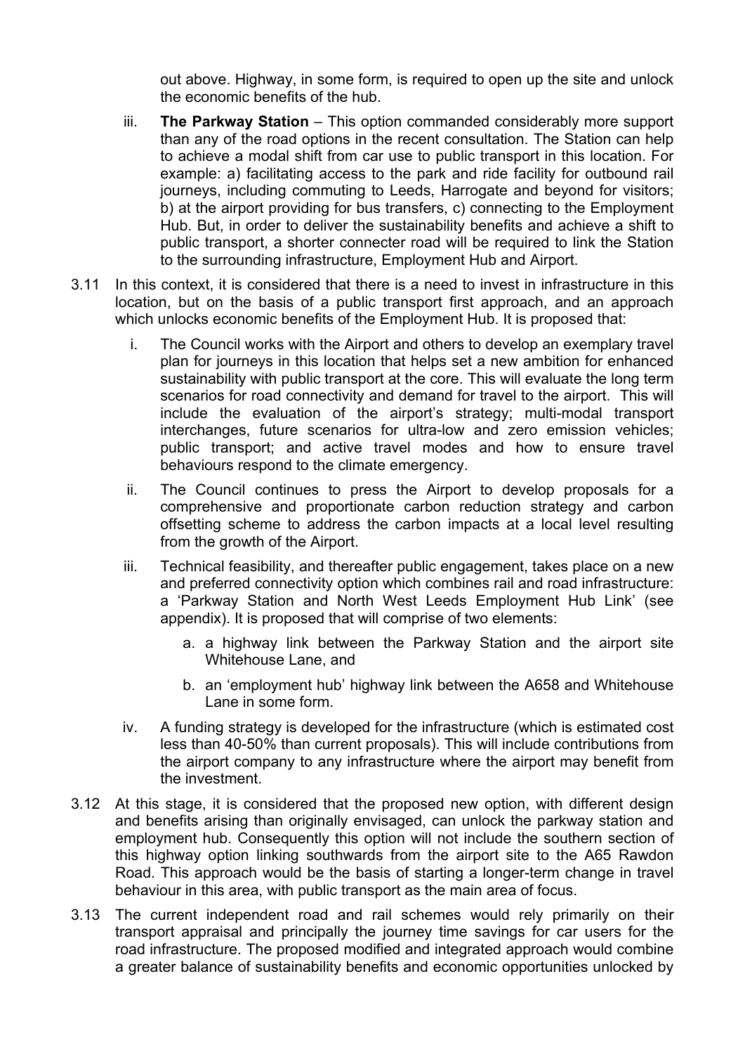out above. Highway, in some form, is required to open up the site and unlock the economic benefits of the hub.

iii. **The Parkway Station** – This option commanded considerably more support than any of the road options in the recent consultation. The Station can help to achieve a modal shift from car use to public transport in this location. For example: a) facilitating access to the park and ride facility for outbound rail journeys, including commuting to Leeds, Harrogate and beyond for visitors; b) at the airport providing for bus transfers, c) connecting to the Employment Hub. But, in order to deliver the sustainability benefits and achieve a shift to public transport, a shorter connecter road will be required to link the Station to the surrounding infrastructure, Employment Hub and Airport.

3.11 In this context, it is considered that there is a need to invest in infrastructure in this location, but on the basis of a public transport first approach, and an approach which unlocks economic benefits of the Employment Hub. It is proposed that:

i. The Council works with the Airport and others to develop an exemplary travel plan for journeys in this location that helps set a new ambition for enhanced sustainability with public transport at the core. This will evaluate the long term scenarios for road connectivity and demand for travel to the airport. This will include the evaluation of the airport's strategy; multi-modal transport interchanges, future scenarios for ultra-low and zero emission vehicles; public transport; and active travel modes and how to ensure travel behaviours respond to the climate emergency.

ii. The Council continues to press the Airport to develop proposals for a comprehensive and proportionate carbon reduction strategy and carbon offsetting scheme to address the carbon impacts at a local level resulting from the growth of the Airport.

iii. Technical feasibility, and thereafter public engagement, takes place on a new and preferred connectivity option which combines rail and road infrastructure: a 'Parkway Station and North West Leeds Employment Hub Link' (see appendix). It is proposed that will comprise of two elements:

   a. a highway link between the Parkway Station and the airport site Whitehouse Lane, and

   b. an 'employment hub' highway link between the A658 and Whitehouse Lane in some form.

iv. A funding strategy is developed for the infrastructure (which is estimated cost less than 40-50% than current proposals). This will include contributions from the airport company to any infrastructure where the airport may benefit from the investment.

3.12 At this stage, it is considered that the proposed new option, with different design and benefits arising than originally envisaged, can unlock the parkway station and employment hub. Consequently this option will not include the southern section of this highway option linking southwards from the airport site to the A65 Rawdon Road. This approach would be the basis of starting a longer-term change in travel behaviour in this area, with public transport as the main area of focus.

3.13 The current independent road and rail schemes would rely primarily on their transport appraisal and principally the journey time savings for car users for the road infrastructure. The proposed modified and integrated approach would combine a greater balance of sustainability benefits and economic opportunities unlocked by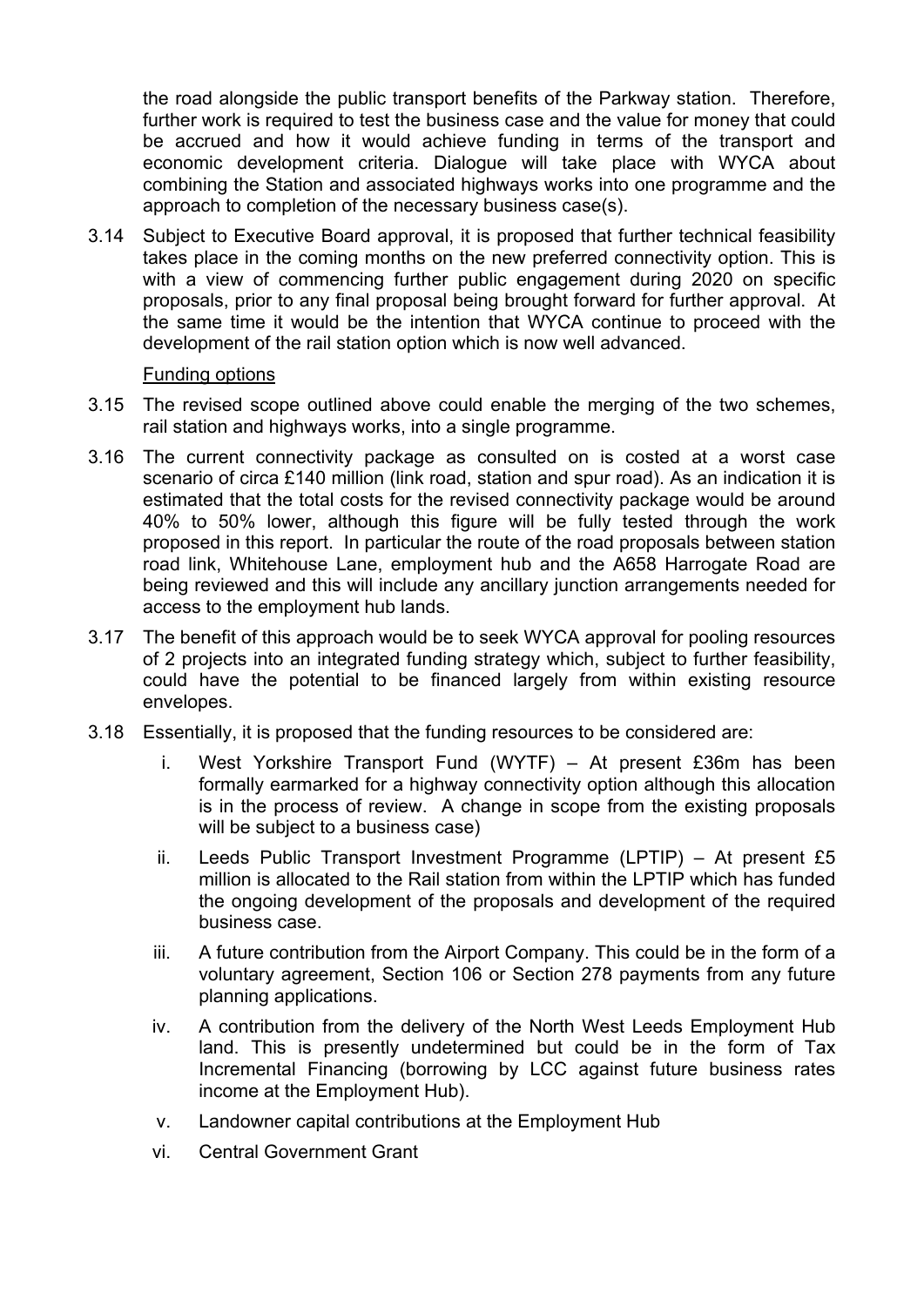the road alongside the public transport benefits of the Parkway station. Therefore, further work is required to test the business case and the value for money that could be accrued and how it would achieve funding in terms of the transport and economic development criteria. Dialogue will take place with WYCA about combining the Station and associated highways works into one programme and the approach to completion of the necessary business case(s).

3.14 Subject to Executive Board approval, it is proposed that further technical feasibility takes place in the coming months on the new preferred connectivity option. This is with a view of commencing further public engagement during 2020 on specific proposals, prior to any final proposal being brought forward for further approval. At the same time it would be the intention that WYCA continue to proceed with the development of the rail station option which is now well advanced.

Funding options

3.15 The revised scope outlined above could enable the merging of the two schemes, rail station and highways works, into a single programme.

3.16 The current connectivity package as consulted on is costed at a worst case scenario of circa £140 million (link road, station and spur road). As an indication it is estimated that the total costs for the revised connectivity package would be around 40% to 50% lower, although this figure will be fully tested through the work proposed in this report. In particular the route of the road proposals between station road link, Whitehouse Lane, employment hub and the A658 Harrogate Road are being reviewed and this will include any ancillary junction arrangements needed for access to the employment hub lands.

3.17 The benefit of this approach would be to seek WYCA approval for pooling resources of 2 projects into an integrated funding strategy which, subject to further feasibility, could have the potential to be financed largely from within existing resource envelopes.

3.18 Essentially, it is proposed that the funding resources to be considered are:

i. West Yorkshire Transport Fund (WYTF) – At present £36m has been formally earmarked for a highway connectivity option although this allocation is in the process of review. A change in scope from the existing proposals will be subject to a business case)

ii. Leeds Public Transport Investment Programme (LPTIP) – At present £5 million is allocated to the Rail station from within the LPTIP which has funded the ongoing development of the proposals and development of the required business case.

iii. A future contribution from the Airport Company. This could be in the form of a voluntary agreement, Section 106 or Section 278 payments from any future planning applications.

iv. A contribution from the delivery of the North West Leeds Employment Hub land. This is presently undetermined but could be in the form of Tax Incremental Financing (borrowing by LCC against future business rates income at the Employment Hub).

v. Landowner capital contributions at the Employment Hub

vi. Central Government Grant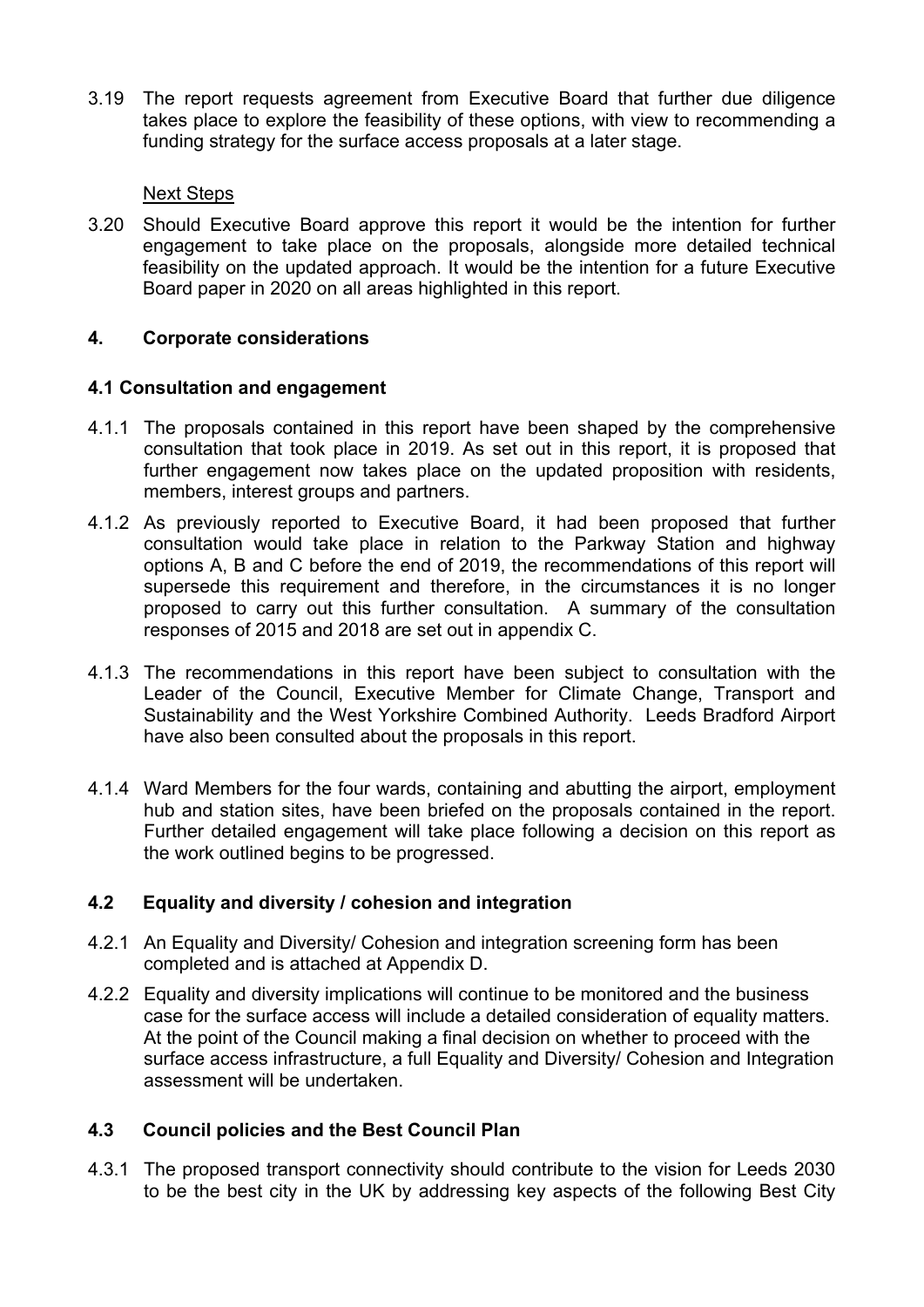3.19 The report requests agreement from Executive Board that further due diligence takes place to explore the feasibility of these options, with view to recommending a funding strategy for the surface access proposals at a later stage.

Next Steps

3.20 Should Executive Board approve this report it would be the intention for further engagement to take place on the proposals, alongside more detailed technical feasibility on the updated approach. It would be the intention for a future Executive Board paper in 2020 on all areas highlighted in this report.

## 4. Corporate considerations

### 4.1 Consultation and engagement

4.1.1 The proposals contained in this report have been shaped by the comprehensive consultation that took place in 2019. As set out in this report, it is proposed that further engagement now takes place on the updated proposition with residents, members, interest groups and partners.

4.1.2 As previously reported to Executive Board, it had been proposed that further consultation would take place in relation to the Parkway Station and highway options A, B and C before the end of 2019, the recommendations of this report will supersede this requirement and therefore, in the circumstances it is no longer proposed to carry out this further consultation. A summary of the consultation responses of 2015 and 2018 are set out in appendix C.

4.1.3 The recommendations in this report have been subject to consultation with the Leader of the Council, Executive Member for Climate Change, Transport and Sustainability and the West Yorkshire Combined Authority. Leeds Bradford Airport have also been consulted about the proposals in this report.

4.1.4 Ward Members for the four wards, containing and abutting the airport, employment hub and station sites, have been briefed on the proposals contained in the report. Further detailed engagement will take place following a decision on this report as the work outlined begins to be progressed.

### 4.2 Equality and diversity / cohesion and integration

4.2.1 An Equality and Diversity/ Cohesion and integration screening form has been completed and is attached at Appendix D.

4.2.2 Equality and diversity implications will continue to be monitored and the business case for the surface access will include a detailed consideration of equality matters. At the point of the Council making a final decision on whether to proceed with the surface access infrastructure, a full Equality and Diversity/ Cohesion and Integration assessment will be undertaken.

### 4.3 Council policies and the Best Council Plan

4.3.1 The proposed transport connectivity should contribute to the vision for Leeds 2030 to be the best city in the UK by addressing key aspects of the following Best City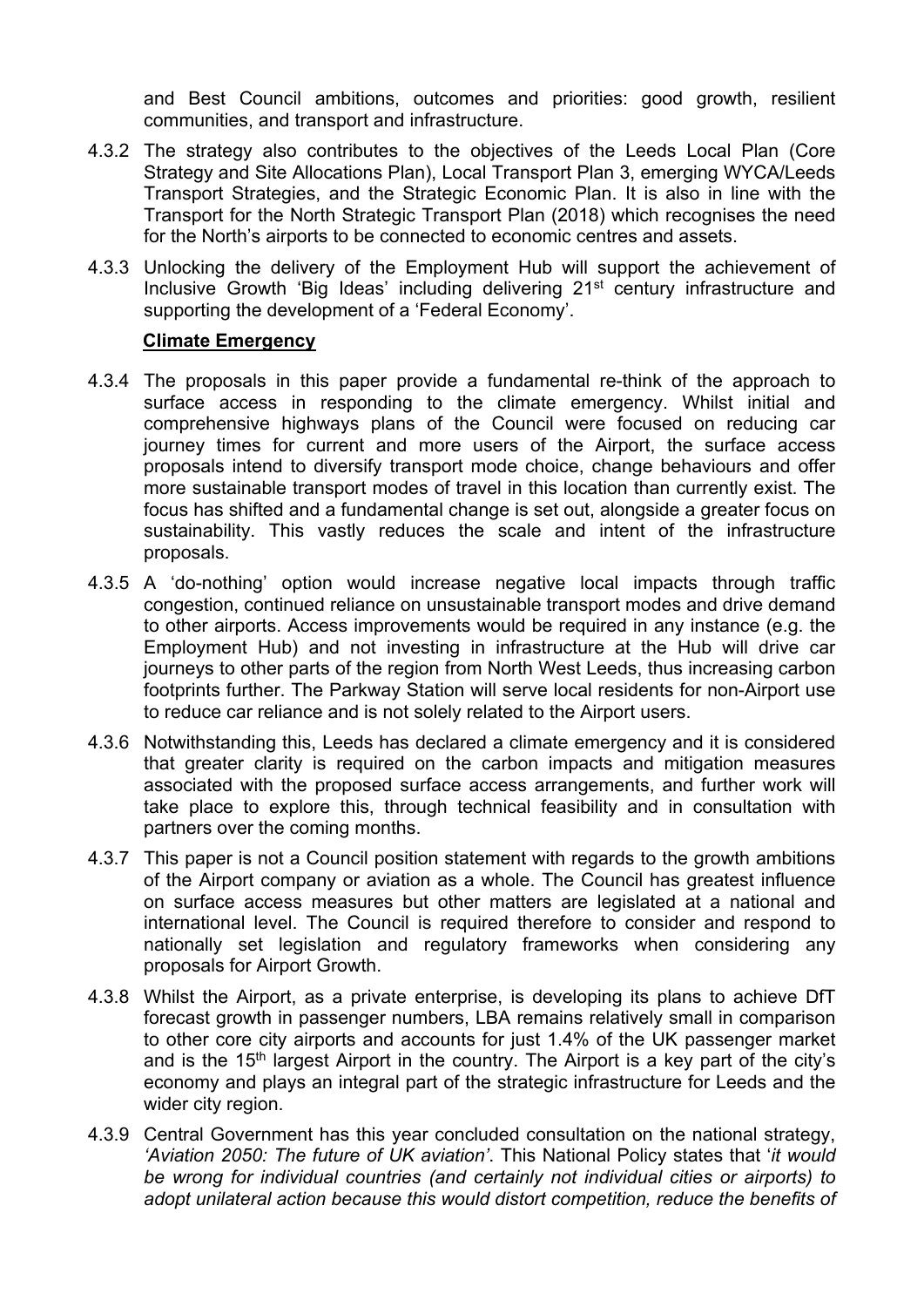and Best Council ambitions, outcomes and priorities: good growth, resilient communities, and transport and infrastructure.

4.3.2 The strategy also contributes to the objectives of the Leeds Local Plan (Core Strategy and Site Allocations Plan), Local Transport Plan 3, emerging WYCA/Leeds Transport Strategies, and the Strategic Economic Plan. It is also in line with the Transport for the North Strategic Transport Plan (2018) which recognises the need for the North's airports to be connected to economic centres and assets.

4.3.3 Unlocking the delivery of the Employment Hub will support the achievement of Inclusive Growth 'Big Ideas' including delivering 21st century infrastructure and supporting the development of a 'Federal Economy'.

**Climate Emergency**

4.3.4 The proposals in this paper provide a fundamental re-think of the approach to surface access in responding to the climate emergency. Whilst initial and comprehensive highways plans of the Council were focused on reducing car journey times for current and more users of the Airport, the surface access proposals intend to diversify transport mode choice, change behaviours and offer more sustainable transport modes of travel in this location than currently exist. The focus has shifted and a fundamental change is set out, alongside a greater focus on sustainability. This vastly reduces the scale and intent of the infrastructure proposals.

4.3.5 A 'do-nothing' option would increase negative local impacts through traffic congestion, continued reliance on unsustainable transport modes and drive demand to other airports. Access improvements would be required in any instance (e.g. the Employment Hub) and not investing in infrastructure at the Hub will drive car journeys to other parts of the region from North West Leeds, thus increasing carbon footprints further. The Parkway Station will serve local residents for non-Airport use to reduce car reliance and is not solely related to the Airport users.

4.3.6 Notwithstanding this, Leeds has declared a climate emergency and it is considered that greater clarity is required on the carbon impacts and mitigation measures associated with the proposed surface access arrangements, and further work will take place to explore this, through technical feasibility and in consultation with partners over the coming months.

4.3.7 This paper is not a Council position statement with regards to the growth ambitions of the Airport company or aviation as a whole. The Council has greatest influence on surface access measures but other matters are legislated at a national and international level. The Council is required therefore to consider and respond to nationally set legislation and regulatory frameworks when considering any proposals for Airport Growth.

4.3.8 Whilst the Airport, as a private enterprise, is developing its plans to achieve DfT forecast growth in passenger numbers, LBA remains relatively small in comparison to other core city airports and accounts for just 1.4% of the UK passenger market and is the 15th largest Airport in the country. The Airport is a key part of the city's economy and plays an integral part of the strategic infrastructure for Leeds and the wider city region.

4.3.9 Central Government has this year concluded consultation on the national strategy, *'Aviation 2050: The future of UK aviation'*. This National Policy states that '*it would be wrong for individual countries (and certainly not individual cities or airports) to adopt unilateral action because this would distort competition, reduce the benefits of*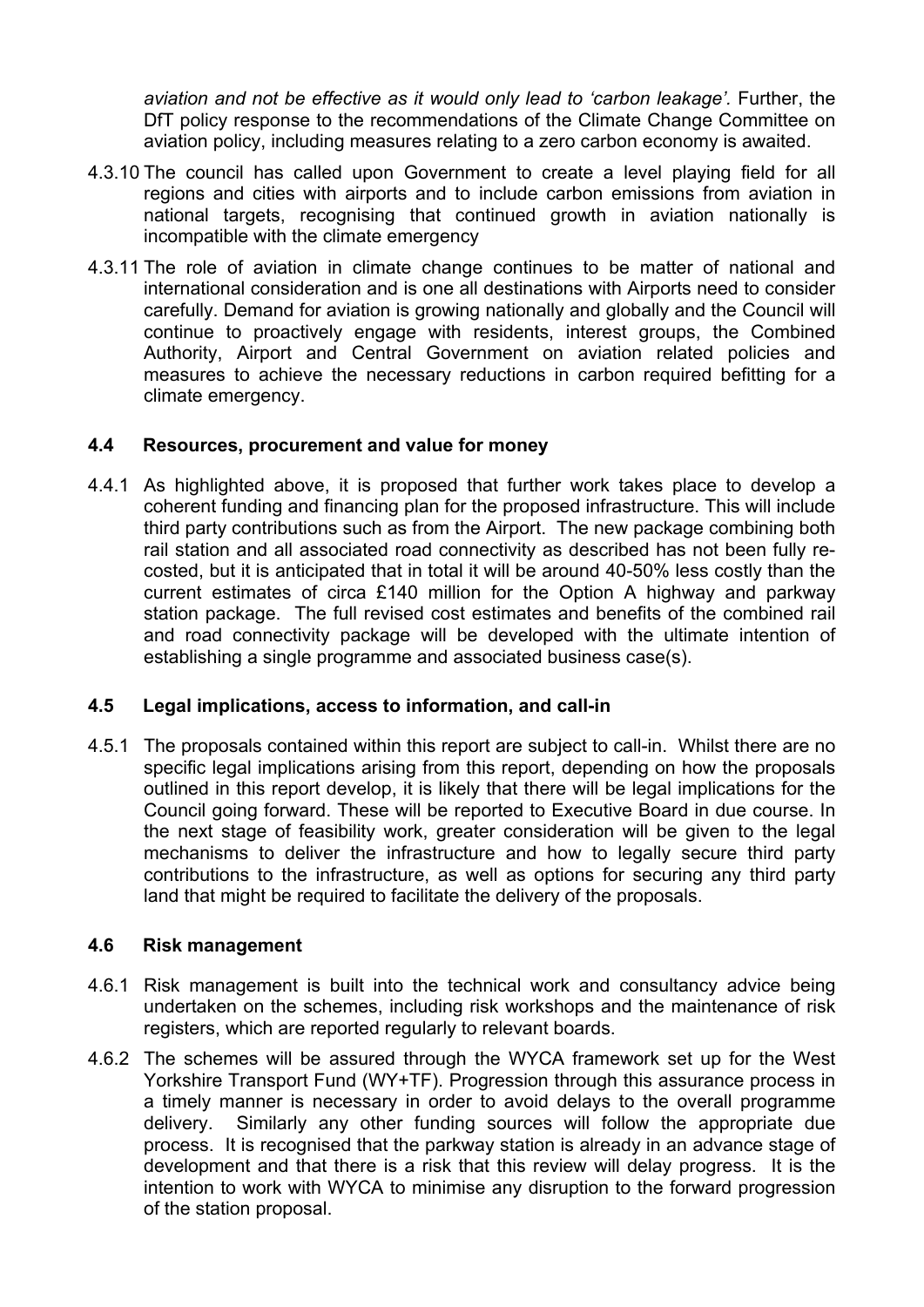*aviation and not be effective as it would only lead to 'carbon leakage'.* Further, the DfT policy response to the recommendations of the Climate Change Committee on aviation policy, including measures relating to a zero carbon economy is awaited.

4.3.10 The council has called upon Government to create a level playing field for all regions and cities with airports and to include carbon emissions from aviation in national targets, recognising that continued growth in aviation nationally is incompatible with the climate emergency

4.3.11 The role of aviation in climate change continues to be matter of national and international consideration and is one all destinations with Airports need to consider carefully. Demand for aviation is growing nationally and globally and the Council will continue to proactively engage with residents, interest groups, the Combined Authority, Airport and Central Government on aviation related policies and measures to achieve the necessary reductions in carbon required befitting for a climate emergency.

### 4.4 Resources, procurement and value for money

4.4.1 As highlighted above, it is proposed that further work takes place to develop a coherent funding and financing plan for the proposed infrastructure. This will include third party contributions such as from the Airport. The new package combining both rail station and all associated road connectivity as described has not been fully re-costed, but it is anticipated that in total it will be around 40-50% less costly than the current estimates of circa £140 million for the Option A highway and parkway station package. The full revised cost estimates and benefits of the combined rail and road connectivity package will be developed with the ultimate intention of establishing a single programme and associated business case(s).

### 4.5 Legal implications, access to information, and call-in

4.5.1 The proposals contained within this report are subject to call-in. Whilst there are no specific legal implications arising from this report, depending on how the proposals outlined in this report develop, it is likely that there will be legal implications for the Council going forward. These will be reported to Executive Board in due course. In the next stage of feasibility work, greater consideration will be given to the legal mechanisms to deliver the infrastructure and how to legally secure third party contributions to the infrastructure, as well as options for securing any third party land that might be required to facilitate the delivery of the proposals.

### 4.6 Risk management

4.6.1 Risk management is built into the technical work and consultancy advice being undertaken on the schemes, including risk workshops and the maintenance of risk registers, which are reported regularly to relevant boards.

4.6.2 The schemes will be assured through the WYCA framework set up for the West Yorkshire Transport Fund (WY+TF). Progression through this assurance process in a timely manner is necessary in order to avoid delays to the overall programme delivery. Similarly any other funding sources will follow the appropriate due process. It is recognised that the parkway station is already in an advance stage of development and that there is a risk that this review will delay progress. It is the intention to work with WYCA to minimise any disruption to the forward progression of the station proposal.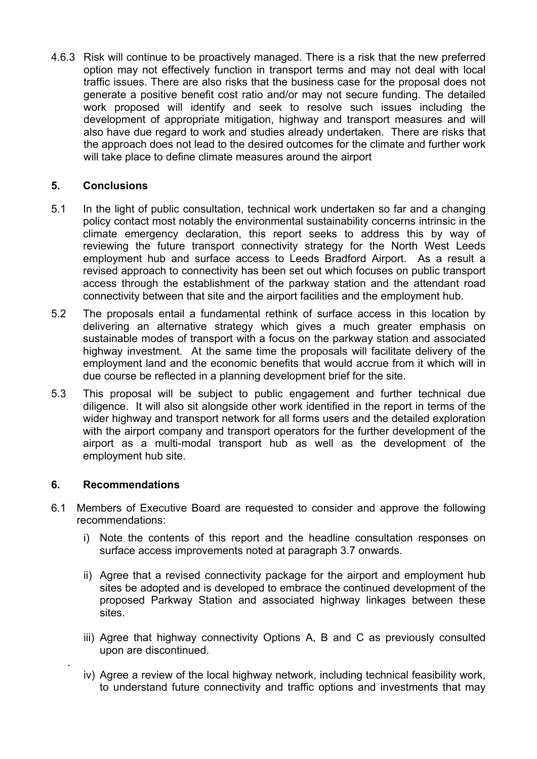4.6.3 Risk will continue to be proactively managed. There is a risk that the new preferred option may not effectively function in transport terms and may not deal with local traffic issues. There are also risks that the business case for the proposal does not generate a positive benefit cost ratio and/or may not secure funding. The detailed work proposed will identify and seek to resolve such issues including the development of appropriate mitigation, highway and transport measures and will also have due regard to work and studies already undertaken. There are risks that the approach does not lead to the desired outcomes for the climate and further work will take place to define climate measures around the airport

## 5. Conclusions

5.1 In the light of public consultation, technical work undertaken so far and a changing policy contact most notably the environmental sustainability concerns intrinsic in the climate emergency declaration, this report seeks to address this by way of reviewing the future transport connectivity strategy for the North West Leeds employment hub and surface access to Leeds Bradford Airport. As a result a revised approach to connectivity has been set out which focuses on public transport access through the establishment of the parkway station and the attendant road connectivity between that site and the airport facilities and the employment hub.

5.2 The proposals entail a fundamental rethink of surface access in this location by delivering an alternative strategy which gives a much greater emphasis on sustainable modes of transport with a focus on the parkway station and associated highway investment. At the same time the proposals will facilitate delivery of the employment land and the economic benefits that would accrue from it which will in due course be reflected in a planning development brief for the site.

5.3 This proposal will be subject to public engagement and further technical due diligence. It will also sit alongside other work identified in the report in terms of the wider highway and transport network for all forms users and the detailed exploration with the airport company and transport operators for the further development of the airport as a multi-modal transport hub as well as the development of the employment hub site.

## 6. Recommendations

6.1 Members of Executive Board are requested to consider and approve the following recommendations:

i) Note the contents of this report and the headline consultation responses on surface access improvements noted at paragraph 3.7 onwards.

ii) Agree that a revised connectivity package for the airport and employment hub sites be adopted and is developed to embrace the continued development of the proposed Parkway Station and associated highway linkages between these sites.

iii) Agree that highway connectivity Options A, B and C as previously consulted upon are discontinued.

iv) Agree a review of the local highway network, including technical feasibility work, to understand future connectivity and traffic options and investments that may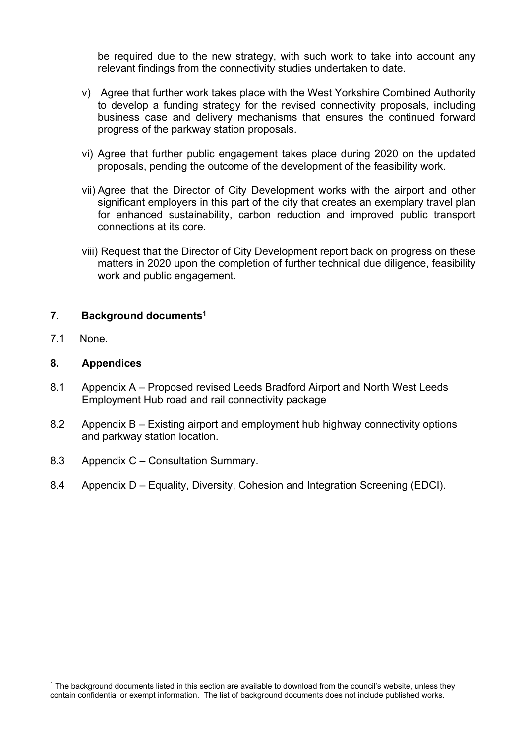be required due to the new strategy, with such work to take into account any relevant findings from the connectivity studies undertaken to date.

v) Agree that further work takes place with the West Yorkshire Combined Authority to develop a funding strategy for the revised connectivity proposals, including business case and delivery mechanisms that ensures the continued forward progress of the parkway station proposals.

vi) Agree that further public engagement takes place during 2020 on the updated proposals, pending the outcome of the development of the feasibility work.

vii) Agree that the Director of City Development works with the airport and other significant employers in this part of the city that creates an exemplary travel plan for enhanced sustainability, carbon reduction and improved public transport connections at its core.

viii) Request that the Director of City Development report back on progress on these matters in 2020 upon the completion of further technical due diligence, feasibility work and public engagement.

## 7. Background documents[1]

7.1 None.

## 8. Appendices

8.1 Appendix A – Proposed revised Leeds Bradford Airport and North West Leeds Employment Hub road and rail connectivity package

8.2 Appendix B – Existing airport and employment hub highway connectivity options and parkway station location.

8.3 Appendix C – Consultation Summary.

8.4 Appendix D – Equality, Diversity, Cohesion and Integration Screening (EDCI).

[1] The background documents listed in this section are available to download from the council's website, unless they contain confidential or exempt information. The list of background documents does not include published works.